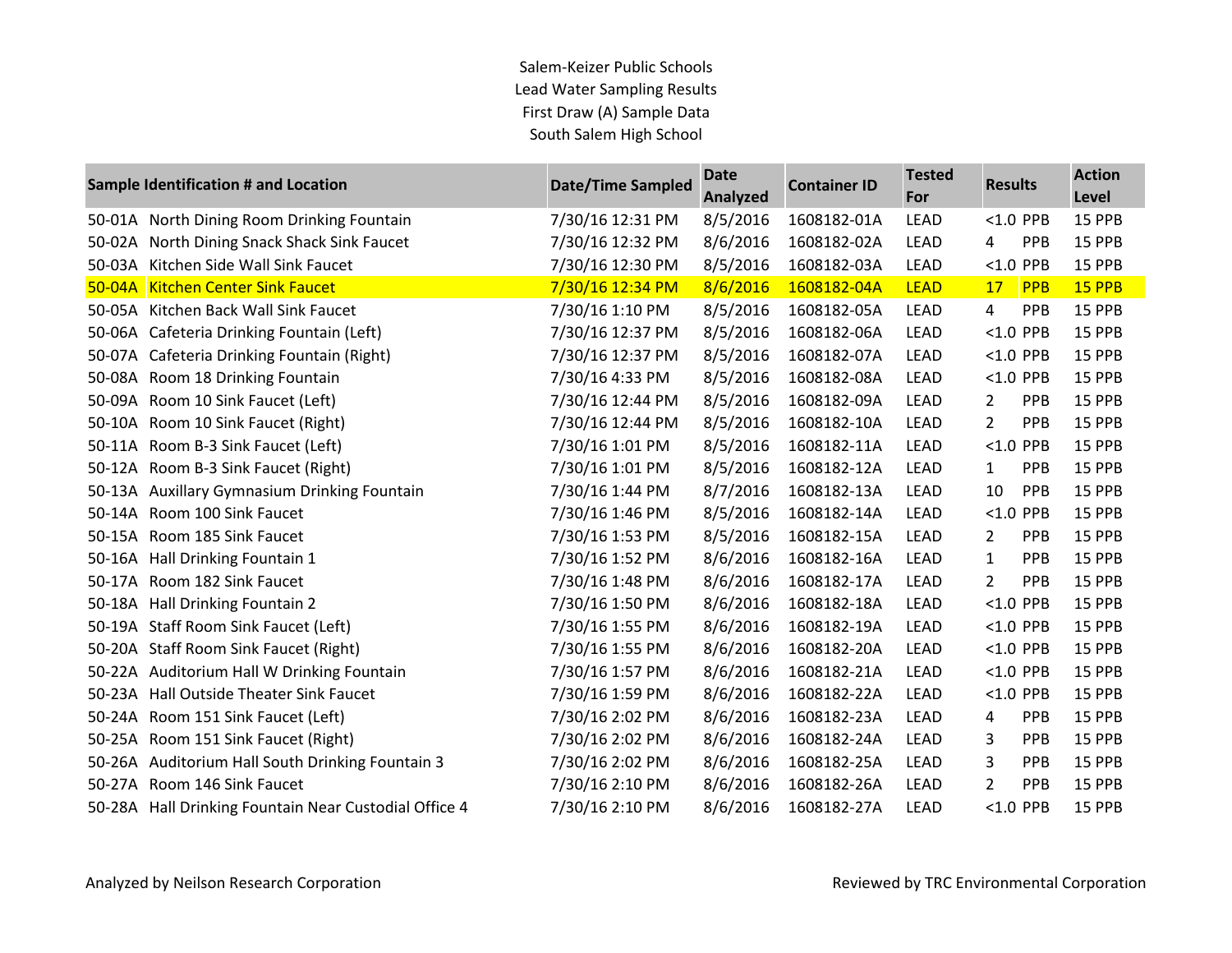Salem-Keizer Public Schools
Lead Water Sampling Results
First Draw (A) Sample Data
South Salem High School

| Sample Identification # and Location | | Date/Time Sampled | Date Analyzed | Container ID | Tested For | Results | | Action Level |
|---|---|---|---|---|---|---|---|---|
| 50-01A | North Dining Room Drinking Fountain | 7/30/16 12:31 PM | 8/5/2016 | 1608182-01A | LEAD | <1.0 | PPB | 15 PPB |
| 50-02A | North Dining Snack Shack Sink Faucet | 7/30/16 12:32 PM | 8/6/2016 | 1608182-02A | LEAD | 4 | PPB | 15 PPB |
| 50-03A | Kitchen Side Wall Sink Faucet | 7/30/16 12:30 PM | 8/5/2016 | 1608182-03A | LEAD | <1.0 | PPB | 15 PPB |
| 50-04A | Kitchen Center Sink Faucet | 7/30/16 12:34 PM | 8/6/2016 | 1608182-04A | LEAD | 17 | PPB | 15 PPB |
| 50-05A | Kitchen Back Wall Sink Faucet | 7/30/16 1:10 PM | 8/5/2016 | 1608182-05A | LEAD | 4 | PPB | 15 PPB |
| 50-06A | Cafeteria Drinking Fountain (Left) | 7/30/16 12:37 PM | 8/5/2016 | 1608182-06A | LEAD | <1.0 | PPB | 15 PPB |
| 50-07A | Cafeteria Drinking Fountain (Right) | 7/30/16 12:37 PM | 8/5/2016 | 1608182-07A | LEAD | <1.0 | PPB | 15 PPB |
| 50-08A | Room 18 Drinking Fountain | 7/30/16 4:33 PM | 8/5/2016 | 1608182-08A | LEAD | <1.0 | PPB | 15 PPB |
| 50-09A | Room 10 Sink Faucet (Left) | 7/30/16 12:44 PM | 8/5/2016 | 1608182-09A | LEAD | 2 | PPB | 15 PPB |
| 50-10A | Room 10 Sink Faucet (Right) | 7/30/16 12:44 PM | 8/5/2016 | 1608182-10A | LEAD | 2 | PPB | 15 PPB |
| 50-11A | Room B-3 Sink Faucet (Left) | 7/30/16 1:01 PM | 8/5/2016 | 1608182-11A | LEAD | <1.0 | PPB | 15 PPB |
| 50-12A | Room B-3 Sink Faucet (Right) | 7/30/16 1:01 PM | 8/5/2016 | 1608182-12A | LEAD | 1 | PPB | 15 PPB |
| 50-13A | Auxillary Gymnasium Drinking Fountain | 7/30/16 1:44 PM | 8/7/2016 | 1608182-13A | LEAD | 10 | PPB | 15 PPB |
| 50-14A | Room 100 Sink Faucet | 7/30/16 1:46 PM | 8/5/2016 | 1608182-14A | LEAD | <1.0 | PPB | 15 PPB |
| 50-15A | Room 185 Sink Faucet | 7/30/16 1:53 PM | 8/5/2016 | 1608182-15A | LEAD | 2 | PPB | 15 PPB |
| 50-16A | Hall Drinking Fountain 1 | 7/30/16 1:52 PM | 8/6/2016 | 1608182-16A | LEAD | 1 | PPB | 15 PPB |
| 50-17A | Room 182 Sink Faucet | 7/30/16 1:48 PM | 8/6/2016 | 1608182-17A | LEAD | 2 | PPB | 15 PPB |
| 50-18A | Hall Drinking Fountain 2 | 7/30/16 1:50 PM | 8/6/2016 | 1608182-18A | LEAD | <1.0 | PPB | 15 PPB |
| 50-19A | Staff Room Sink Faucet (Left) | 7/30/16 1:55 PM | 8/6/2016 | 1608182-19A | LEAD | <1.0 | PPB | 15 PPB |
| 50-20A | Staff Room Sink Faucet (Right) | 7/30/16 1:55 PM | 8/6/2016 | 1608182-20A | LEAD | <1.0 | PPB | 15 PPB |
| 50-22A | Auditorium Hall W Drinking Fountain | 7/30/16 1:57 PM | 8/6/2016 | 1608182-21A | LEAD | <1.0 | PPB | 15 PPB |
| 50-23A | Hall Outside Theater Sink Faucet | 7/30/16 1:59 PM | 8/6/2016 | 1608182-22A | LEAD | <1.0 | PPB | 15 PPB |
| 50-24A | Room 151 Sink Faucet (Left) | 7/30/16 2:02 PM | 8/6/2016 | 1608182-23A | LEAD | 4 | PPB | 15 PPB |
| 50-25A | Room 151 Sink Faucet (Right) | 7/30/16 2:02 PM | 8/6/2016 | 1608182-24A | LEAD | 3 | PPB | 15 PPB |
| 50-26A | Auditorium Hall South Drinking Fountain 3 | 7/30/16 2:02 PM | 8/6/2016 | 1608182-25A | LEAD | 3 | PPB | 15 PPB |
| 50-27A | Room 146 Sink Faucet | 7/30/16 2:10 PM | 8/6/2016 | 1608182-26A | LEAD | 2 | PPB | 15 PPB |
| 50-28A | Hall Drinking Fountain Near Custodial Office 4 | 7/30/16 2:10 PM | 8/6/2016 | 1608182-27A | LEAD | <1.0 | PPB | 15 PPB |

Analyzed by Neilson Research Corporation

Reviewed by TRC Environmental Corporation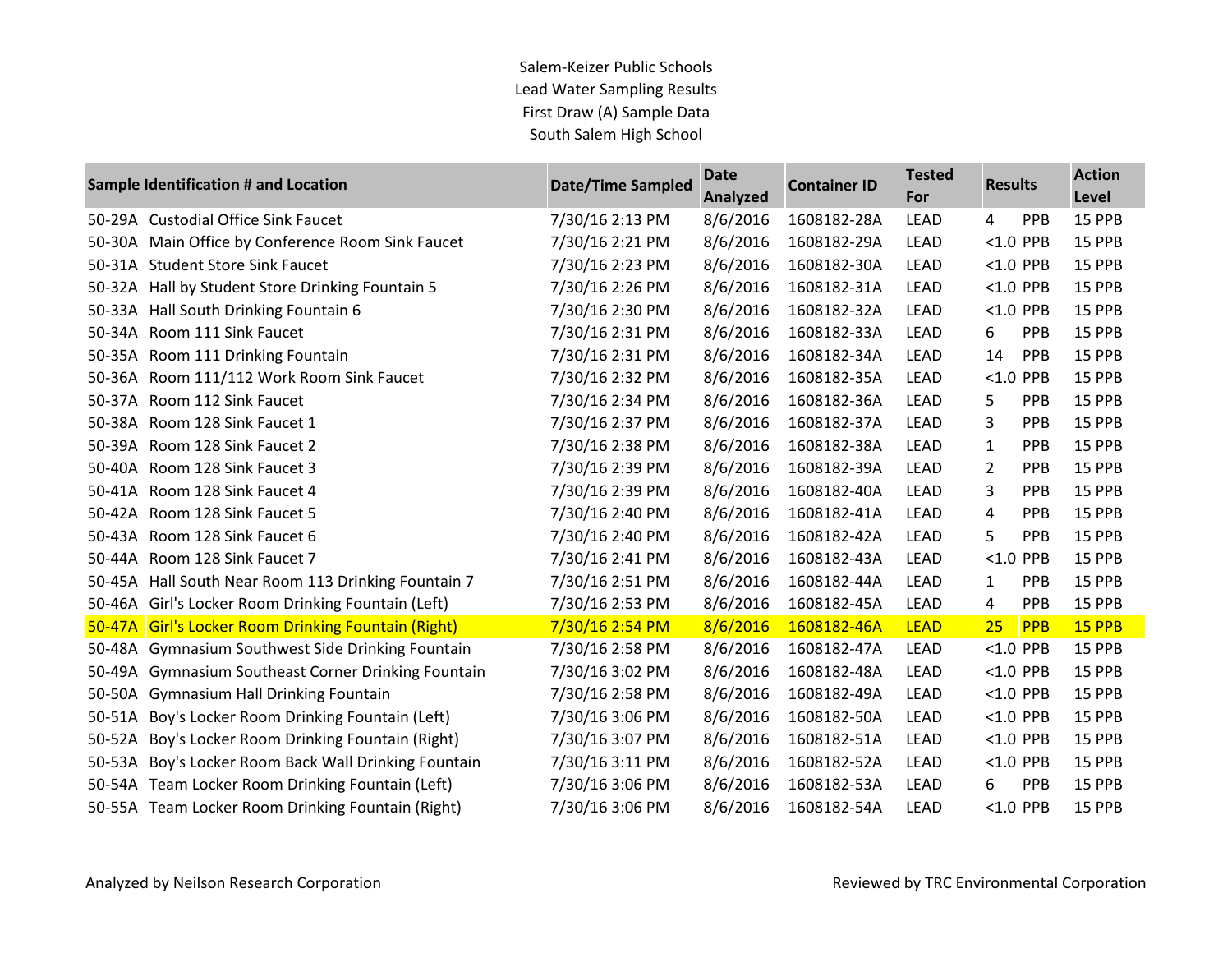Salem-Keizer Public Schools
Lead Water Sampling Results
First Draw (A) Sample Data
South Salem High School

| Sample Identification # and Location | | Date/Time Sampled | Date Analyzed | Container ID | Tested For | Results | | Action Level |
|---|---|---|---|---|---|---|---|---|
| 50-29A | Custodial Office Sink Faucet | 7/30/16 2:13 PM | 8/6/2016 | 1608182-28A | LEAD | 4 | PPB | 15 PPB |
| 50-30A | Main Office by Conference Room Sink Faucet | 7/30/16 2:21 PM | 8/6/2016 | 1608182-29A | LEAD | <1.0 | PPB | 15 PPB |
| 50-31A | Student Store Sink Faucet | 7/30/16 2:23 PM | 8/6/2016 | 1608182-30A | LEAD | <1.0 | PPB | 15 PPB |
| 50-32A | Hall by Student Store Drinking Fountain 5 | 7/30/16 2:26 PM | 8/6/2016 | 1608182-31A | LEAD | <1.0 | PPB | 15 PPB |
| 50-33A | Hall South Drinking Fountain 6 | 7/30/16 2:30 PM | 8/6/2016 | 1608182-32A | LEAD | <1.0 | PPB | 15 PPB |
| 50-34A | Room 111 Sink Faucet | 7/30/16 2:31 PM | 8/6/2016 | 1608182-33A | LEAD | 6 | PPB | 15 PPB |
| 50-35A | Room 111 Drinking Fountain | 7/30/16 2:31 PM | 8/6/2016 | 1608182-34A | LEAD | 14 | PPB | 15 PPB |
| 50-36A | Room 111/112 Work Room Sink Faucet | 7/30/16 2:32 PM | 8/6/2016 | 1608182-35A | LEAD | <1.0 | PPB | 15 PPB |
| 50-37A | Room 112 Sink Faucet | 7/30/16 2:34 PM | 8/6/2016 | 1608182-36A | LEAD | 5 | PPB | 15 PPB |
| 50-38A | Room 128 Sink Faucet 1 | 7/30/16 2:37 PM | 8/6/2016 | 1608182-37A | LEAD | 3 | PPB | 15 PPB |
| 50-39A | Room 128 Sink Faucet 2 | 7/30/16 2:38 PM | 8/6/2016 | 1608182-38A | LEAD | 1 | PPB | 15 PPB |
| 50-40A | Room 128 Sink Faucet 3 | 7/30/16 2:39 PM | 8/6/2016 | 1608182-39A | LEAD | 2 | PPB | 15 PPB |
| 50-41A | Room 128 Sink Faucet 4 | 7/30/16 2:39 PM | 8/6/2016 | 1608182-40A | LEAD | 3 | PPB | 15 PPB |
| 50-42A | Room 128 Sink Faucet 5 | 7/30/16 2:40 PM | 8/6/2016 | 1608182-41A | LEAD | 4 | PPB | 15 PPB |
| 50-43A | Room 128 Sink Faucet 6 | 7/30/16 2:40 PM | 8/6/2016 | 1608182-42A | LEAD | 5 | PPB | 15 PPB |
| 50-44A | Room 128 Sink Faucet 7 | 7/30/16 2:41 PM | 8/6/2016 | 1608182-43A | LEAD | <1.0 | PPB | 15 PPB |
| 50-45A | Hall South Near Room 113 Drinking Fountain 7 | 7/30/16 2:51 PM | 8/6/2016 | 1608182-44A | LEAD | 1 | PPB | 15 PPB |
| 50-46A | Girl's Locker Room Drinking Fountain (Left) | 7/30/16 2:53 PM | 8/6/2016 | 1608182-45A | LEAD | 4 | PPB | 15 PPB |
| 50-47A | Girl's Locker Room Drinking Fountain (Right) | 7/30/16 2:54 PM | 8/6/2016 | 1608182-46A | LEAD | 25 | PPB | 15 PPB |
| 50-48A | Gymnasium Southwest Side Drinking Fountain | 7/30/16 2:58 PM | 8/6/2016 | 1608182-47A | LEAD | <1.0 | PPB | 15 PPB |
| 50-49A | Gymnasium Southeast Corner Drinking Fountain | 7/30/16 3:02 PM | 8/6/2016 | 1608182-48A | LEAD | <1.0 | PPB | 15 PPB |
| 50-50A | Gymnasium Hall Drinking Fountain | 7/30/16 2:58 PM | 8/6/2016 | 1608182-49A | LEAD | <1.0 | PPB | 15 PPB |
| 50-51A | Boy's Locker Room Drinking Fountain (Left) | 7/30/16 3:06 PM | 8/6/2016 | 1608182-50A | LEAD | <1.0 | PPB | 15 PPB |
| 50-52A | Boy's Locker Room Drinking Fountain (Right) | 7/30/16 3:07 PM | 8/6/2016 | 1608182-51A | LEAD | <1.0 | PPB | 15 PPB |
| 50-53A | Boy's Locker Room Back Wall Drinking Fountain | 7/30/16 3:11 PM | 8/6/2016 | 1608182-52A | LEAD | <1.0 | PPB | 15 PPB |
| 50-54A | Team Locker Room Drinking Fountain (Left) | 7/30/16 3:06 PM | 8/6/2016 | 1608182-53A | LEAD | 6 | PPB | 15 PPB |
| 50-55A | Team Locker Room Drinking Fountain (Right) | 7/30/16 3:06 PM | 8/6/2016 | 1608182-54A | LEAD | <1.0 | PPB | 15 PPB |

Analyzed by Neilson Research Corporation

Reviewed by TRC Environmental Corporation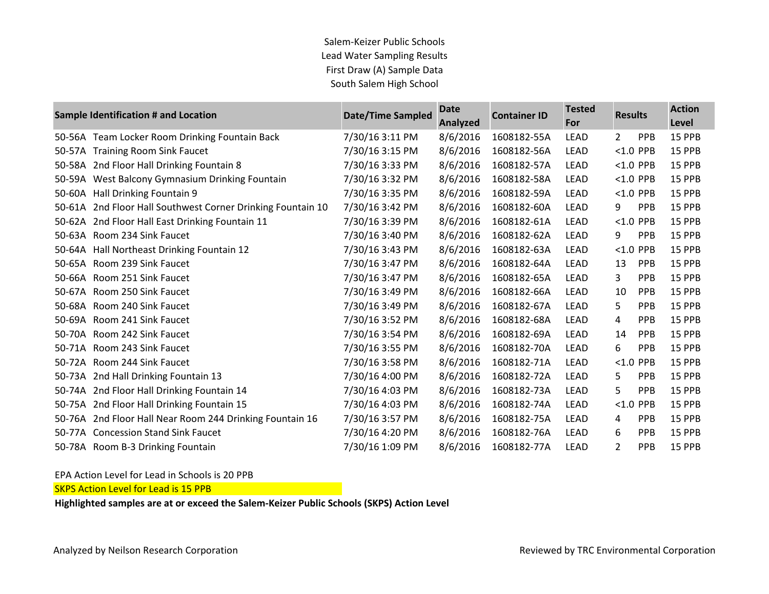Salem-Keizer Public Schools
Lead Water Sampling Results
First Draw (A) Sample Data
South Salem High School

| Sample Identification # and Location | Date/Time Sampled | Date Analyzed | Container ID | Tested For | Results | Action Level |
|---|---|---|---|---|---|---|
| 50-56A Team Locker Room Drinking Fountain Back | 7/30/16 3:11 PM | 8/6/2016 | 1608182-55A | LEAD | 2 PPB | 15 PPB |
| 50-57A Training Room Sink Faucet | 7/30/16 3:15 PM | 8/6/2016 | 1608182-56A | LEAD | <1.0 PPB | 15 PPB |
| 50-58A 2nd Floor Hall Drinking Fountain 8 | 7/30/16 3:33 PM | 8/6/2016 | 1608182-57A | LEAD | <1.0 PPB | 15 PPB |
| 50-59A West Balcony Gymnasium Drinking Fountain | 7/30/16 3:32 PM | 8/6/2016 | 1608182-58A | LEAD | <1.0 PPB | 15 PPB |
| 50-60A Hall Drinking Fountain 9 | 7/30/16 3:35 PM | 8/6/2016 | 1608182-59A | LEAD | <1.0 PPB | 15 PPB |
| 50-61A 2nd Floor Hall Southwest Corner Drinking Fountain 10 | 7/30/16 3:42 PM | 8/6/2016 | 1608182-60A | LEAD | 9 PPB | 15 PPB |
| 50-62A 2nd Floor Hall East Drinking Fountain 11 | 7/30/16 3:39 PM | 8/6/2016 | 1608182-61A | LEAD | <1.0 PPB | 15 PPB |
| 50-63A Room 234 Sink Faucet | 7/30/16 3:40 PM | 8/6/2016 | 1608182-62A | LEAD | 9 PPB | 15 PPB |
| 50-64A Hall Northeast Drinking Fountain 12 | 7/30/16 3:43 PM | 8/6/2016 | 1608182-63A | LEAD | <1.0 PPB | 15 PPB |
| 50-65A Room 239 Sink Faucet | 7/30/16 3:47 PM | 8/6/2016 | 1608182-64A | LEAD | 13 PPB | 15 PPB |
| 50-66A Room 251 Sink Faucet | 7/30/16 3:47 PM | 8/6/2016 | 1608182-65A | LEAD | 3 PPB | 15 PPB |
| 50-67A Room 250 Sink Faucet | 7/30/16 3:49 PM | 8/6/2016 | 1608182-66A | LEAD | 10 PPB | 15 PPB |
| 50-68A Room 240 Sink Faucet | 7/30/16 3:49 PM | 8/6/2016 | 1608182-67A | LEAD | 5 PPB | 15 PPB |
| 50-69A Room 241 Sink Faucet | 7/30/16 3:52 PM | 8/6/2016 | 1608182-68A | LEAD | 4 PPB | 15 PPB |
| 50-70A Room 242 Sink Faucet | 7/30/16 3:54 PM | 8/6/2016 | 1608182-69A | LEAD | 14 PPB | 15 PPB |
| 50-71A Room 243 Sink Faucet | 7/30/16 3:55 PM | 8/6/2016 | 1608182-70A | LEAD | 6 PPB | 15 PPB |
| 50-72A Room 244 Sink Faucet | 7/30/16 3:58 PM | 8/6/2016 | 1608182-71A | LEAD | <1.0 PPB | 15 PPB |
| 50-73A 2nd Hall Drinking Fountain 13 | 7/30/16 4:00 PM | 8/6/2016 | 1608182-72A | LEAD | 5 PPB | 15 PPB |
| 50-74A 2nd Floor Hall Drinking Fountain 14 | 7/30/16 4:03 PM | 8/6/2016 | 1608182-73A | LEAD | 5 PPB | 15 PPB |
| 50-75A 2nd Floor Hall Drinking Fountain 15 | 7/30/16 4:03 PM | 8/6/2016 | 1608182-74A | LEAD | <1.0 PPB | 15 PPB |
| 50-76A 2nd Floor Hall Near Room 244 Drinking Fountain 16 | 7/30/16 3:57 PM | 8/6/2016 | 1608182-75A | LEAD | 4 PPB | 15 PPB |
| 50-77A Concession Stand Sink Faucet | 7/30/16 4:20 PM | 8/6/2016 | 1608182-76A | LEAD | 6 PPB | 15 PPB |
| 50-78A Room B-3 Drinking Fountain | 7/30/16 1:09 PM | 8/6/2016 | 1608182-77A | LEAD | 2 PPB | 15 PPB |

EPA Action Level for Lead in Schools is 20 PPB

SKPS Action Level for Lead is 15 PPB

**Highlighted samples are at or exceed the Salem-Keizer Public Schools (SKPS) Action Level**

Analyzed by Neilson Research Corporation

Reviewed by TRC Environmental Corporation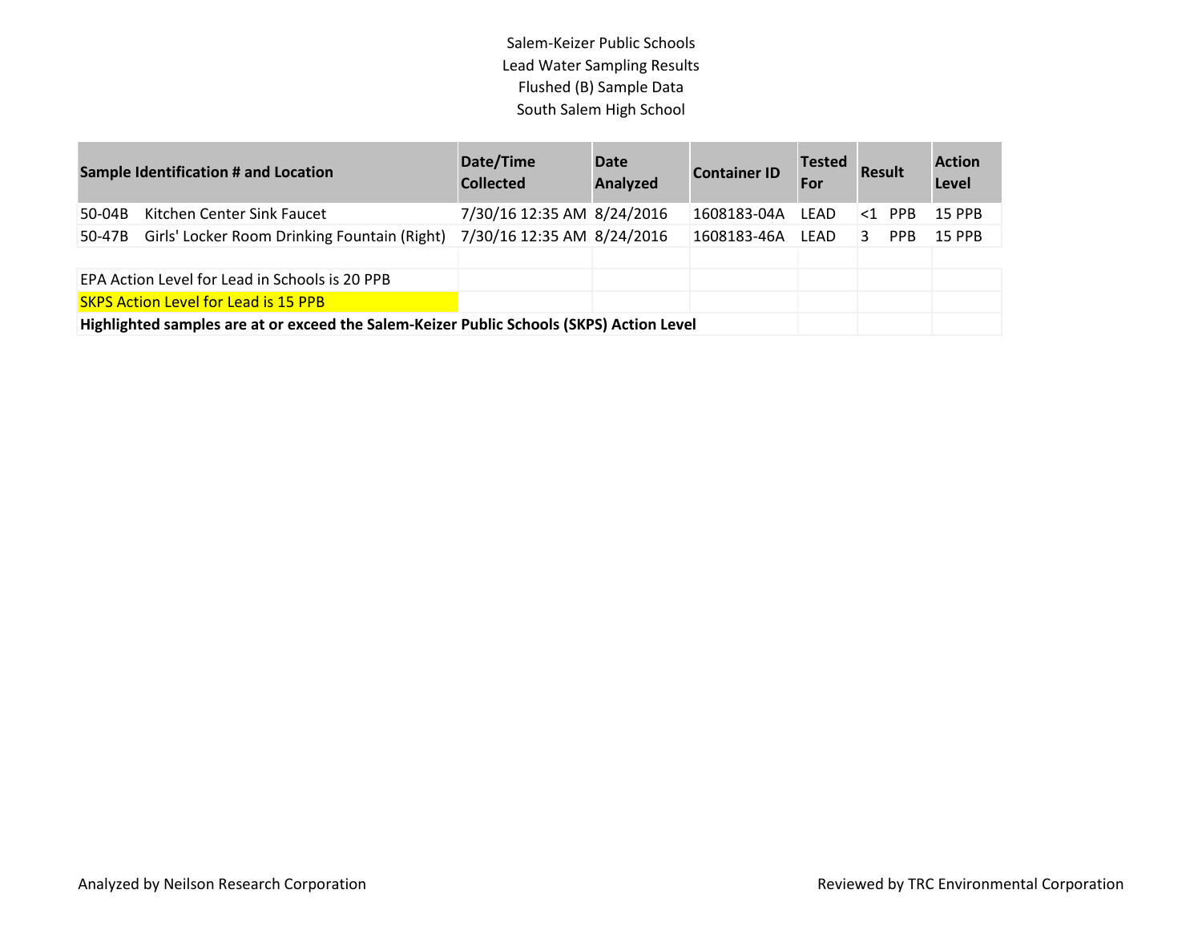Salem-Keizer Public Schools
Lead Water Sampling Results
Flushed (B) Sample Data
South Salem High School

| Sample Identification # and Location | | Date/Time Collected | Date Analyzed | Container ID | Tested For | Result | | Action Level |
|---|---|---|---|---|---|---|---|---|
| 50-04B | Kitchen Center Sink Faucet | 7/30/16 12:35 AM | 8/24/2016 | 1608183-04A | LEAD | <1 | PPB | 15 PPB |
| 50-47B | Girls' Locker Room Drinking Fountain (Right) | 7/30/16 12:35 AM | 8/24/2016 | 1608183-46A | LEAD | 3 | PPB | 15 PPB |

EPA Action Level for Lead in Schools is 20 PPB

SKPS Action Level for Lead is 15 PPB

**Highlighted samples are at or exceed the Salem-Keizer Public Schools (SKPS) Action Level**

Analyzed by Neilson Research Corporation

Reviewed by TRC Environmental Corporation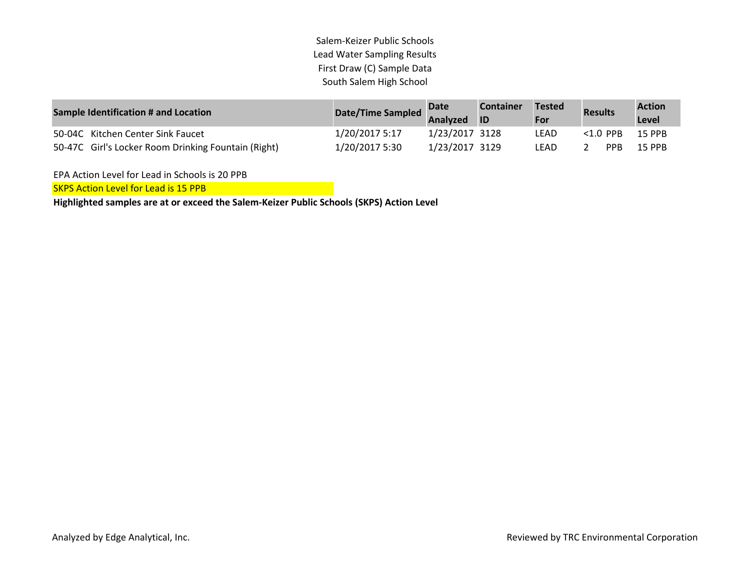Salem-Keizer Public Schools
Lead Water Sampling Results
First Draw (C) Sample Data
South Salem High School

| Sample Identification # and Location | Date/Time Sampled | Date Analyzed | Container ID | Tested For | Results | Action Level |
|---|---|---|---|---|---|---|
| 50-04C Kitchen Center Sink Faucet | 1/20/2017 5:17 | 1/23/2017 | 3128 | LEAD | <1.0 PPB | 15 PPB |
| 50-47C Girl's Locker Room Drinking Fountain (Right) | 1/20/2017 5:30 | 1/23/2017 | 3129 | LEAD | 2 PPB | 15 PPB |

EPA Action Level for Lead in Schools is 20 PPB

SKPS Action Level for Lead is 15 PPB

**Highlighted samples are at or exceed the Salem-Keizer Public Schools (SKPS) Action Level**

Analyzed by Edge Analytical, Inc.

Reviewed by TRC Environmental Corporation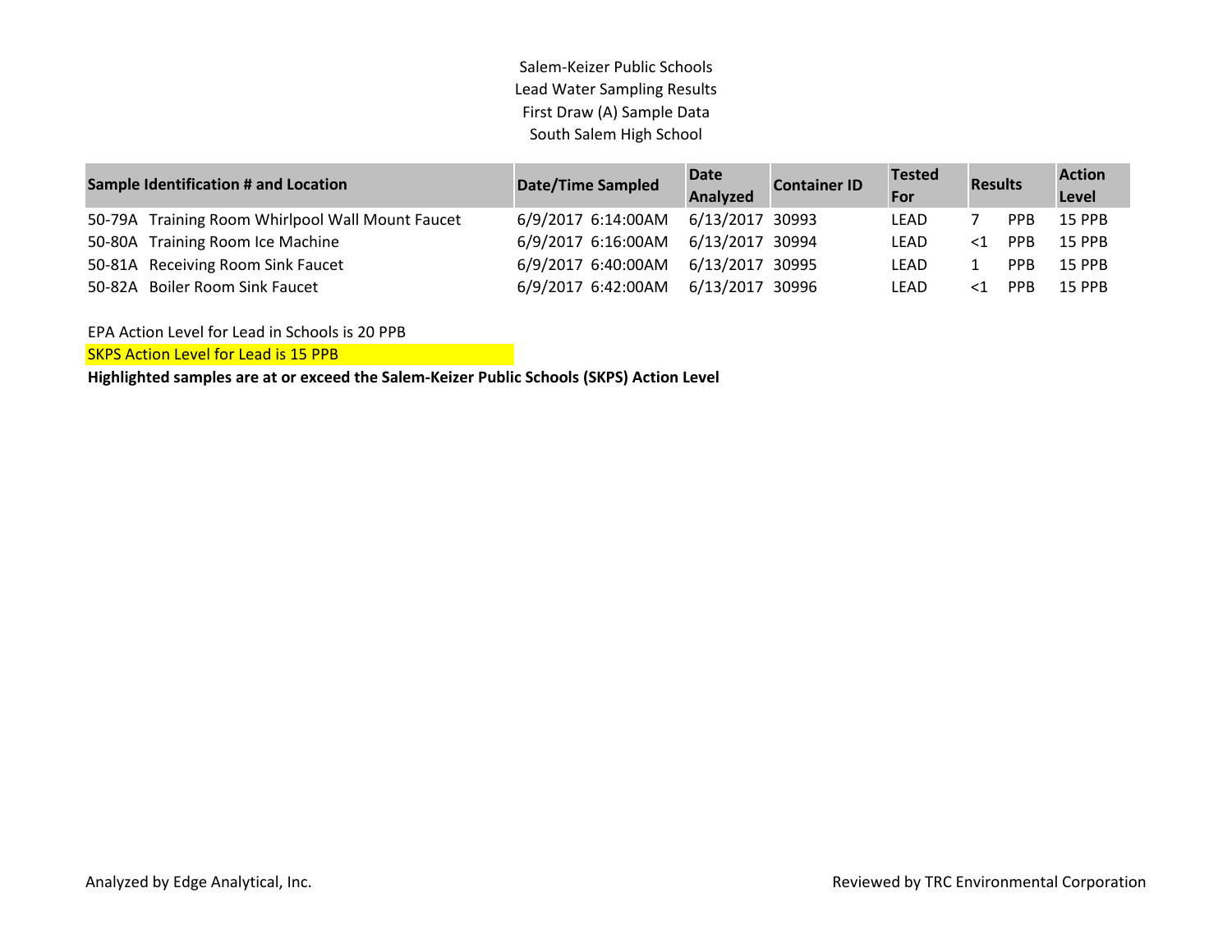Salem-Keizer Public Schools
Lead Water Sampling Results
First Draw (A) Sample Data
South Salem High School

| Sample Identification # and Location | Date/Time Sampled | Date Analyzed | Container ID | Tested For | Results | | Action Level |
|---|---|---|---|---|---|---|---|
| 50-79A Training Room Whirlpool Wall Mount Faucet | 6/9/2017 6:14:00AM | 6/13/2017 | 30993 | LEAD | 7 | PPB | 15 PPB |
| 50-80A Training Room Ice Machine | 6/9/2017 6:16:00AM | 6/13/2017 | 30994 | LEAD | <1 | PPB | 15 PPB |
| 50-81A Receiving Room Sink Faucet | 6/9/2017 6:40:00AM | 6/13/2017 | 30995 | LEAD | 1 | PPB | 15 PPB |
| 50-82A Boiler Room Sink Faucet | 6/9/2017 6:42:00AM | 6/13/2017 | 30996 | LEAD | <1 | PPB | 15 PPB |

EPA Action Level for Lead in Schools is 20 PPB

SKPS Action Level for Lead is 15 PPB

**Highlighted samples are at or exceed the Salem-Keizer Public Schools (SKPS) Action Level**

Analyzed by Edge Analytical, Inc.

Reviewed by TRC Environmental Corporation